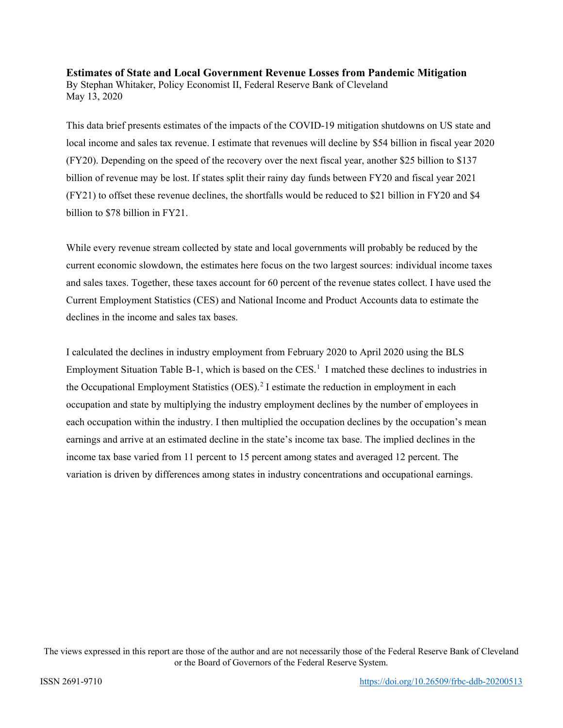**Estimates of State and Local Government Revenue Losses from Pandemic Mitigation**

By Stephan Whitaker, Policy Economist II, Federal Reserve Bank of Cleveland
May 13, 2020

This data brief presents estimates of the impacts of the COVID-19 mitigation shutdowns on US state and local income and sales tax revenue. I estimate that revenues will decline by $54 billion in fiscal year 2020 (FY20). Depending on the speed of the recovery over the next fiscal year, another $25 billion to $137 billion of revenue may be lost. If states split their rainy day funds between FY20 and fiscal year 2021 (FY21) to offset these revenue declines, the shortfalls would be reduced to $21 billion in FY20 and $4 billion to $78 billion in FY21.

While every revenue stream collected by state and local governments will probably be reduced by the current economic slowdown, the estimates here focus on the two largest sources: individual income taxes and sales taxes. Together, these taxes account for 60 percent of the revenue states collect. I have used the Current Employment Statistics (CES) and National Income and Product Accounts data to estimate the declines in the income and sales tax bases.

I calculated the declines in industry employment from February 2020 to April 2020 using the BLS Employment Situation Table B-1, which is based on the CES.[1] I matched these declines to industries in the Occupational Employment Statistics (OES).[2] I estimate the reduction in employment in each occupation and state by multiplying the industry employment declines by the number of employees in each occupation within the industry. I then multiplied the occupation declines by the occupation's mean earnings and arrive at an estimated decline in the state's income tax base. The implied declines in the income tax base varied from 11 percent to 15 percent among states and averaged 12 percent. The variation is driven by differences among states in industry concentrations and occupational earnings.

The views expressed in this report are those of the author and are not necessarily those of the Federal Reserve Bank of Cleveland or the Board of Governors of the Federal Reserve System.

ISSN 2691-9710 https://doi.org/10.26509/frbc-ddb-20200513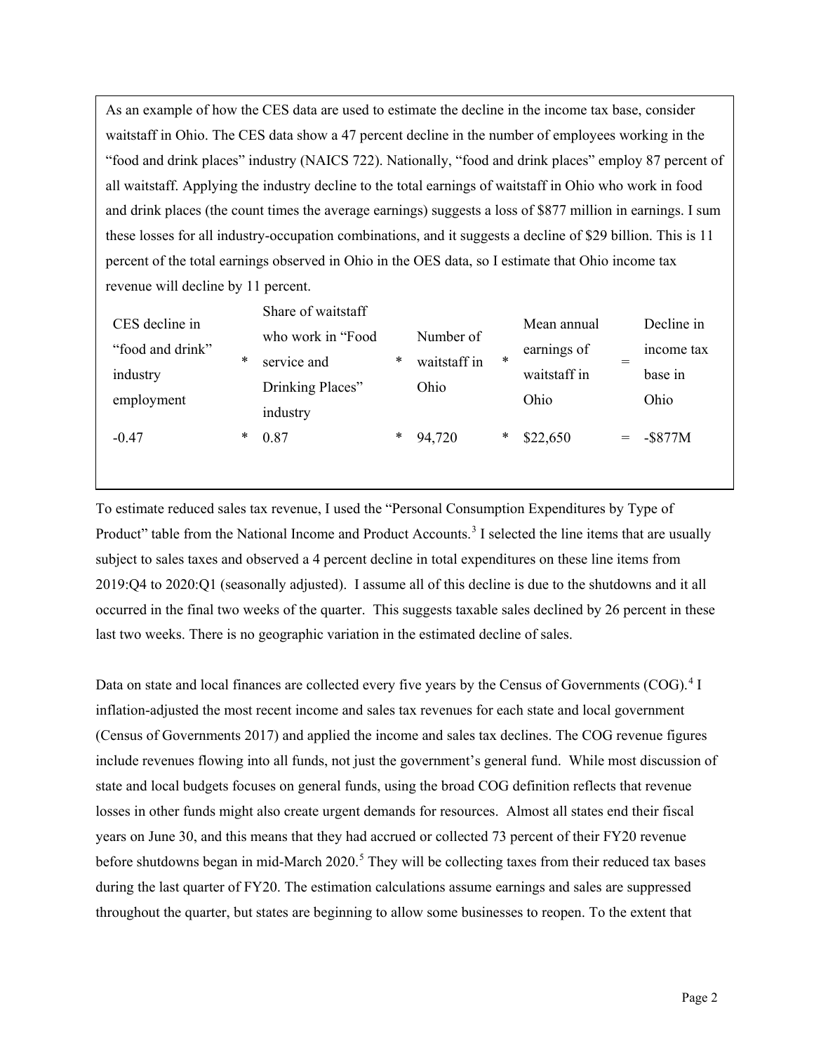As an example of how the CES data are used to estimate the decline in the income tax base, consider waitstaff in Ohio. The CES data show a 47 percent decline in the number of employees working in the "food and drink places" industry (NAICS 722). Nationally, "food and drink places" employ 87 percent of all waitstaff. Applying the industry decline to the total earnings of waitstaff in Ohio who work in food and drink places (the count times the average earnings) suggests a loss of $877 million in earnings. I sum these losses for all industry-occupation combinations, and it suggests a decline of $29 billion. This is 11 percent of the total earnings observed in Ohio in the OES data, so I estimate that Ohio income tax revenue will decline by 11 percent.

| CES decline in "food and drink" industry employment | * | Share of waitstaff who work in "Food service and Drinking Places" industry | * | Number of waitstaff in Ohio | * | Mean annual earnings of waitstaff in Ohio | = | Decline in income tax base in Ohio |
|---|---|---|---|---|---|---|---|---|
| -0.47 | * | 0.87 | * | 94,720 | * | $22,650 | = | -$877M |

To estimate reduced sales tax revenue, I used the "Personal Consumption Expenditures by Type of Product" table from the National Income and Product Accounts.[3] I selected the line items that are usually subject to sales taxes and observed a 4 percent decline in total expenditures on these line items from 2019:Q4 to 2020:Q1 (seasonally adjusted). I assume all of this decline is due to the shutdowns and it all occurred in the final two weeks of the quarter. This suggests taxable sales declined by 26 percent in these last two weeks. There is no geographic variation in the estimated decline of sales.

Data on state and local finances are collected every five years by the Census of Governments (COG).[4] I inflation-adjusted the most recent income and sales tax revenues for each state and local government (Census of Governments 2017) and applied the income and sales tax declines. The COG revenue figures include revenues flowing into all funds, not just the government's general fund. While most discussion of state and local budgets focuses on general funds, using the broad COG definition reflects that revenue losses in other funds might also create urgent demands for resources. Almost all states end their fiscal years on June 30, and this means that they had accrued or collected 73 percent of their FY20 revenue before shutdowns began in mid-March 2020.[5] They will be collecting taxes from their reduced tax bases during the last quarter of FY20. The estimation calculations assume earnings and sales are suppressed throughout the quarter, but states are beginning to allow some businesses to reopen. To the extent that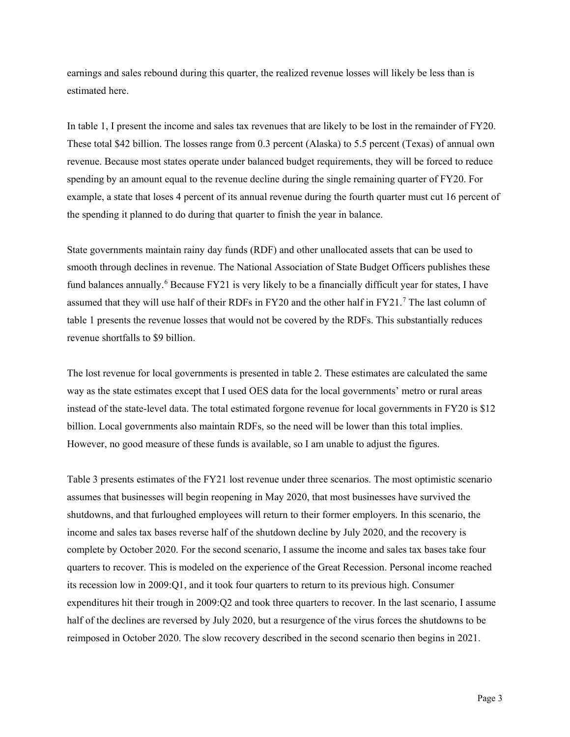earnings and sales rebound during this quarter, the realized revenue losses will likely be less than is estimated here.

In table 1, I present the income and sales tax revenues that are likely to be lost in the remainder of FY20. These total $42 billion. The losses range from 0.3 percent (Alaska) to 5.5 percent (Texas) of annual own revenue. Because most states operate under balanced budget requirements, they will be forced to reduce spending by an amount equal to the revenue decline during the single remaining quarter of FY20. For example, a state that loses 4 percent of its annual revenue during the fourth quarter must cut 16 percent of the spending it planned to do during that quarter to finish the year in balance.

State governments maintain rainy day funds (RDF) and other unallocated assets that can be used to smooth through declines in revenue. The National Association of State Budget Officers publishes these fund balances annually.[6] Because FY21 is very likely to be a financially difficult year for states, I have assumed that they will use half of their RDFs in FY20 and the other half in FY21.[7] The last column of table 1 presents the revenue losses that would not be covered by the RDFs. This substantially reduces revenue shortfalls to $9 billion.

The lost revenue for local governments is presented in table 2. These estimates are calculated the same way as the state estimates except that I used OES data for the local governments' metro or rural areas instead of the state-level data. The total estimated forgone revenue for local governments in FY20 is $12 billion. Local governments also maintain RDFs, so the need will be lower than this total implies. However, no good measure of these funds is available, so I am unable to adjust the figures.

Table 3 presents estimates of the FY21 lost revenue under three scenarios. The most optimistic scenario assumes that businesses will begin reopening in May 2020, that most businesses have survived the shutdowns, and that furloughed employees will return to their former employers. In this scenario, the income and sales tax bases reverse half of the shutdown decline by July 2020, and the recovery is complete by October 2020. For the second scenario, I assume the income and sales tax bases take four quarters to recover. This is modeled on the experience of the Great Recession. Personal income reached its recession low in 2009:Q1, and it took four quarters to return to its previous high. Consumer expenditures hit their trough in 2009:Q2 and took three quarters to recover. In the last scenario, I assume half of the declines are reversed by July 2020, but a resurgence of the virus forces the shutdowns to be reimposed in October 2020. The slow recovery described in the second scenario then begins in 2021.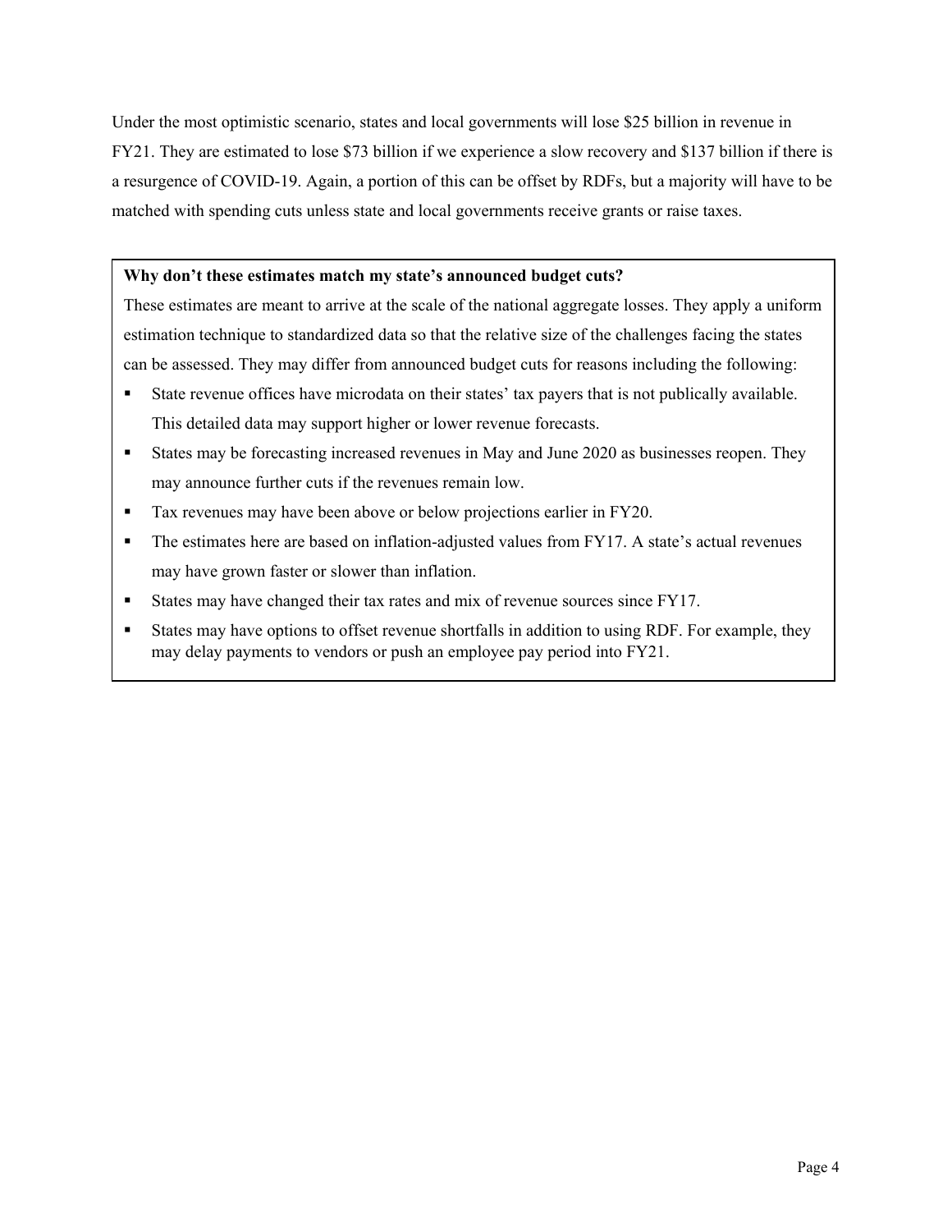Under the most optimistic scenario, states and local governments will lose $25 billion in revenue in FY21. They are estimated to lose $73 billion if we experience a slow recovery and $137 billion if there is a resurgence of COVID-19. Again, a portion of this can be offset by RDFs, but a majority will have to be matched with spending cuts unless state and local governments receive grants or raise taxes.

**Why don't these estimates match my state's announced budget cuts?**

These estimates are meant to arrive at the scale of the national aggregate losses. They apply a uniform estimation technique to standardized data so that the relative size of the challenges facing the states can be assessed. They may differ from announced budget cuts for reasons including the following:

- State revenue offices have microdata on their states' tax payers that is not publically available. This detailed data may support higher or lower revenue forecasts.
- States may be forecasting increased revenues in May and June 2020 as businesses reopen. They may announce further cuts if the revenues remain low.
- Tax revenues may have been above or below projections earlier in FY20.
- The estimates here are based on inflation-adjusted values from FY17. A state's actual revenues may have grown faster or slower than inflation.
- States may have changed their tax rates and mix of revenue sources since FY17.
- States may have options to offset revenue shortfalls in addition to using RDF. For example, they may delay payments to vendors or push an employee pay period into FY21.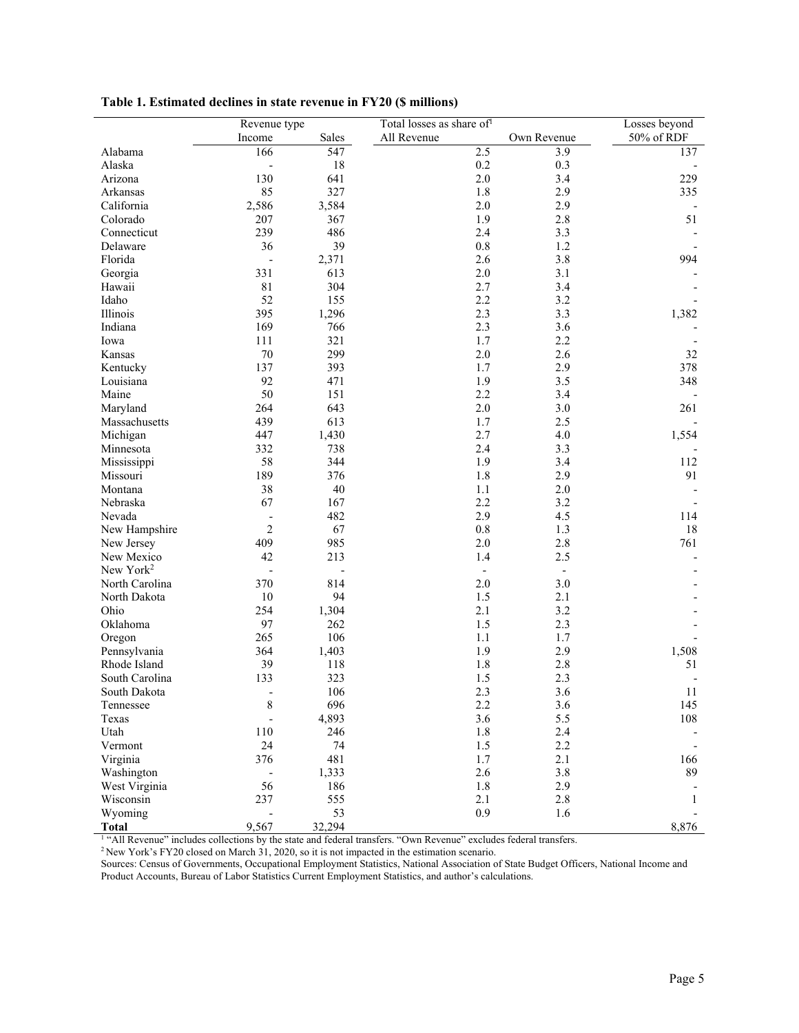**Table 1. Estimated declines in state revenue in FY20 ($ millions)**

| | Revenue type | | Total losses as share of[1] | | Losses beyond |
|---|---|---|---|---|---|
| | Income | Sales | All Revenue | Own Revenue | 50% of RDF |
| Alabama | 166 | 547 | 2.5 | 3.9 | 137 |
| Alaska | - | 18 | 0.2 | 0.3 | - |
| Arizona | 130 | 641 | 2.0 | 3.4 | 229 |
| Arkansas | 85 | 327 | 1.8 | 2.9 | 335 |
| California | 2,586 | 3,584 | 2.0 | 2.9 | - |
| Colorado | 207 | 367 | 1.9 | 2.8 | 51 |
| Connecticut | 239 | 486 | 2.4 | 3.3 | - |
| Delaware | 36 | 39 | 0.8 | 1.2 | - |
| Florida | - | 2,371 | 2.6 | 3.8 | 994 |
| Georgia | 331 | 613 | 2.0 | 3.1 | - |
| Hawaii | 81 | 304 | 2.7 | 3.4 | - |
| Idaho | 52 | 155 | 2.2 | 3.2 | - |
| Illinois | 395 | 1,296 | 2.3 | 3.3 | 1,382 |
| Indiana | 169 | 766 | 2.3 | 3.6 | - |
| Iowa | 111 | 321 | 1.7 | 2.2 | - |
| Kansas | 70 | 299 | 2.0 | 2.6 | 32 |
| Kentucky | 137 | 393 | 1.7 | 2.9 | 378 |
| Louisiana | 92 | 471 | 1.9 | 3.5 | 348 |
| Maine | 50 | 151 | 2.2 | 3.4 | - |
| Maryland | 264 | 643 | 2.0 | 3.0 | 261 |
| Massachusetts | 439 | 613 | 1.7 | 2.5 | - |
| Michigan | 447 | 1,430 | 2.7 | 4.0 | 1,554 |
| Minnesota | 332 | 738 | 2.4 | 3.3 | - |
| Mississippi | 58 | 344 | 1.9 | 3.4 | 112 |
| Missouri | 189 | 376 | 1.8 | 2.9 | 91 |
| Montana | 38 | 40 | 1.1 | 2.0 | - |
| Nebraska | 67 | 167 | 2.2 | 3.2 | - |
| Nevada | - | 482 | 2.9 | 4.5 | 114 |
| New Hampshire | 2 | 67 | 0.8 | 1.3 | 18 |
| New Jersey | 409 | 985 | 2.0 | 2.8 | 761 |
| New Mexico | 42 | 213 | 1.4 | 2.5 | - |
| New York[2] | - | - | - | - | - |
| North Carolina | 370 | 814 | 2.0 | 3.0 | - |
| North Dakota | 10 | 94 | 1.5 | 2.1 | - |
| Ohio | 254 | 1,304 | 2.1 | 3.2 | - |
| Oklahoma | 97 | 262 | 1.5 | 2.3 | - |
| Oregon | 265 | 106 | 1.1 | 1.7 | - |
| Pennsylvania | 364 | 1,403 | 1.9 | 2.9 | 1,508 |
| Rhode Island | 39 | 118 | 1.8 | 2.8 | 51 |
| South Carolina | 133 | 323 | 1.5 | 2.3 | - |
| South Dakota | - | 106 | 2.3 | 3.6 | 11 |
| Tennessee | 8 | 696 | 2.2 | 3.6 | 145 |
| Texas | - | 4,893 | 3.6 | 5.5 | 108 |
| Utah | 110 | 246 | 1.8 | 2.4 | - |
| Vermont | 24 | 74 | 1.5 | 2.2 | - |
| Virginia | 376 | 481 | 1.7 | 2.1 | 166 |
| Washington | - | 1,333 | 2.6 | 3.8 | 89 |
| West Virginia | 56 | 186 | 1.8 | 2.9 | - |
| Wisconsin | 237 | 555 | 2.1 | 2.8 | 1 |
| Wyoming | - | 53 | 0.9 | 1.6 | - |
| **Total** | 9,567 | 32,294 | | | 8,876 |

[1] "All Revenue" includes collections by the state and federal transfers. "Own Revenue" excludes federal transfers.
[2] New York's FY20 closed on March 31, 2020, so it is not impacted in the estimation scenario.
Sources: Census of Governments, Occupational Employment Statistics, National Association of State Budget Officers, National Income and Product Accounts, Bureau of Labor Statistics Current Employment Statistics, and author's calculations.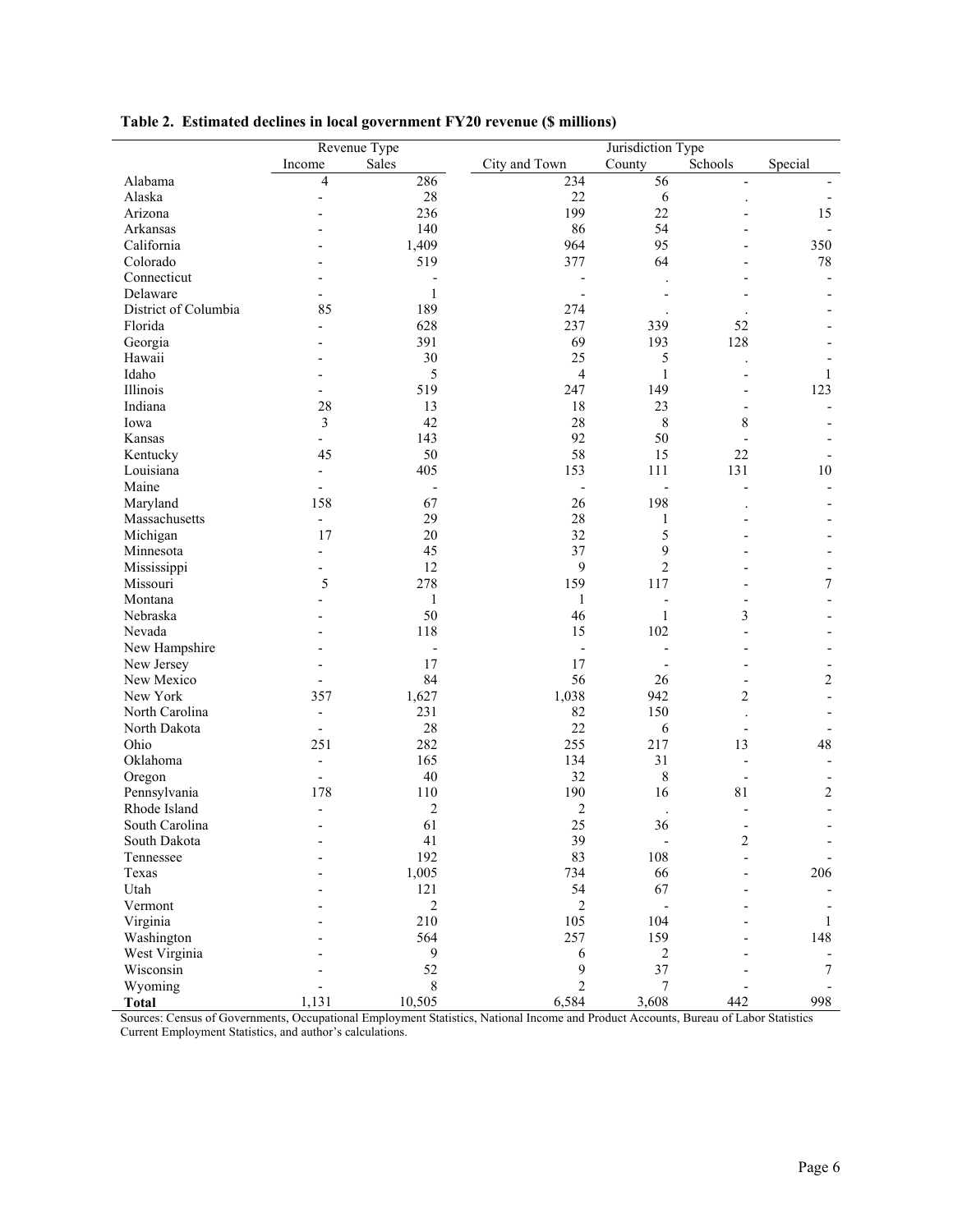**Table 2. Estimated declines in local government FY20 revenue ($ millions)**

| | Revenue Type | | Jurisdiction Type | | | |
|---|---|---|---|---|---|---|
| | Income | Sales | City and Town | County | Schools | Special |
| Alabama | 4 | 286 | 234 | 56 | - | - |
| Alaska | - | 28 | 22 | 6 | . | - |
| Arizona | - | 236 | 199 | 22 | - | 15 |
| Arkansas | - | 140 | 86 | 54 | - | - |
| California | - | 1,409 | 964 | 95 | - | 350 |
| Colorado | - | 519 | 377 | 64 | - | 78 |
| Connecticut | - | - | - | . | - | - |
| Delaware | - | 1 | - | - | - | - |
| District of Columbia | 85 | 189 | 274 | . | . | - |
| Florida | - | 628 | 237 | 339 | 52 | - |
| Georgia | - | 391 | 69 | 193 | 128 | - |
| Hawaii | - | 30 | 25 | 5 | . | - |
| Idaho | - | 5 | 4 | 1 | - | 1 |
| Illinois | - | 519 | 247 | 149 | - | 123 |
| Indiana | 28 | 13 | 18 | 23 | - | - |
| Iowa | 3 | 42 | 28 | 8 | 8 | - |
| Kansas | - | 143 | 92 | 50 | - | - |
| Kentucky | 45 | 50 | 58 | 15 | 22 | - |
| Louisiana | - | 405 | 153 | 111 | 131 | 10 |
| Maine | - | - | - | - | - | - |
| Maryland | 158 | 67 | 26 | 198 | . | - |
| Massachusetts | - | 29 | 28 | 1 | - | - |
| Michigan | 17 | 20 | 32 | 5 | - | - |
| Minnesota | - | 45 | 37 | 9 | - | - |
| Mississippi | - | 12 | 9 | 2 | - | - |
| Missouri | 5 | 278 | 159 | 117 | - | 7 |
| Montana | - | 1 | 1 | - | - | - |
| Nebraska | - | 50 | 46 | 1 | 3 | - |
| Nevada | - | 118 | 15 | 102 | - | - |
| New Hampshire | - | - | - | - | - | - |
| New Jersey | - | 17 | 17 | - | - | - |
| New Mexico | - | 84 | 56 | 26 | - | 2 |
| New York | 357 | 1,627 | 1,038 | 942 | 2 | - |
| North Carolina | - | 231 | 82 | 150 | . | - |
| North Dakota | - | 28 | 22 | 6 | - | - |
| Ohio | 251 | 282 | 255 | 217 | 13 | 48 |
| Oklahoma | - | 165 | 134 | 31 | - | - |
| Oregon | - | 40 | 32 | 8 | - | - |
| Pennsylvania | 178 | 110 | 190 | 16 | 81 | 2 |
| Rhode Island | - | 2 | 2 | . | - | - |
| South Carolina | - | 61 | 25 | 36 | - | - |
| South Dakota | - | 41 | 39 | - | 2 | - |
| Tennessee | - | 192 | 83 | 108 | - | - |
| Texas | - | 1,005 | 734 | 66 | - | 206 |
| Utah | - | 121 | 54 | 67 | - | - |
| Vermont | - | 2 | 2 | - | - | - |
| Virginia | - | 210 | 105 | 104 | - | 1 |
| Washington | - | 564 | 257 | 159 | - | 148 |
| West Virginia | - | 9 | 6 | 2 | - | - |
| Wisconsin | - | 52 | 9 | 37 | - | 7 |
| Wyoming | - | 8 | 2 | 7 | - | - |
| **Total** | 1,131 | 10,505 | 6,584 | 3,608 | 442 | 998 |

Sources: Census of Governments, Occupational Employment Statistics, National Income and Product Accounts, Bureau of Labor Statistics Current Employment Statistics, and author's calculations.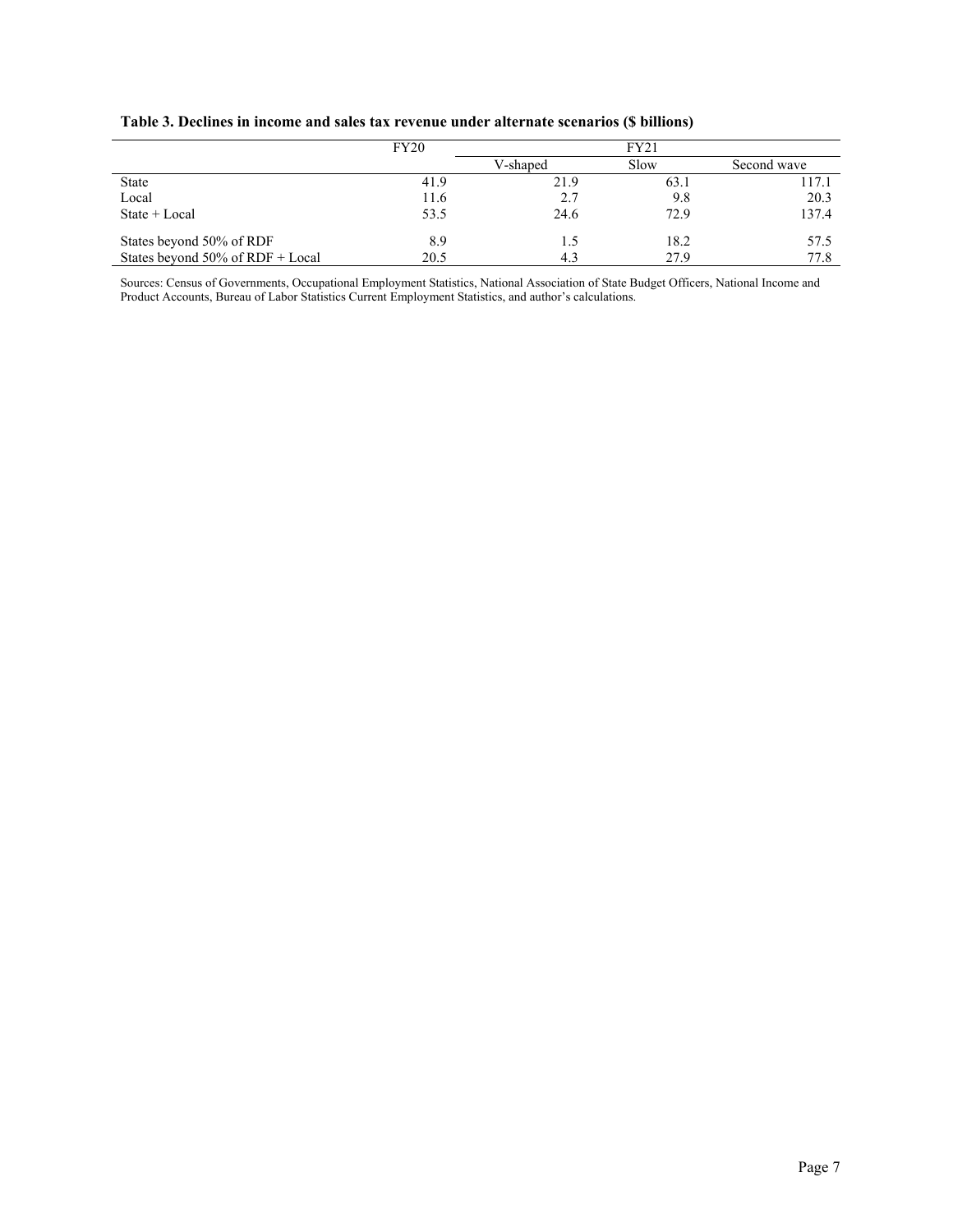**Table 3. Declines in income and sales tax revenue under alternate scenarios ($ billions)**

| | FY20 | FY21 | | |
|---|---|---|---|---|
| | | V-shaped | Slow | Second wave |
| State | 41.9 | 21.9 | 63.1 | 117.1 |
| Local | 11.6 | 2.7 | 9.8 | 20.3 |
| State + Local | 53.5 | 24.6 | 72.9 | 137.4 |
| States beyond 50% of RDF | 8.9 | 1.5 | 18.2 | 57.5 |
| States beyond 50% of RDF + Local | 20.5 | 4.3 | 27.9 | 77.8 |

Sources: Census of Governments, Occupational Employment Statistics, National Association of State Budget Officers, National Income and Product Accounts, Bureau of Labor Statistics Current Employment Statistics, and author's calculations.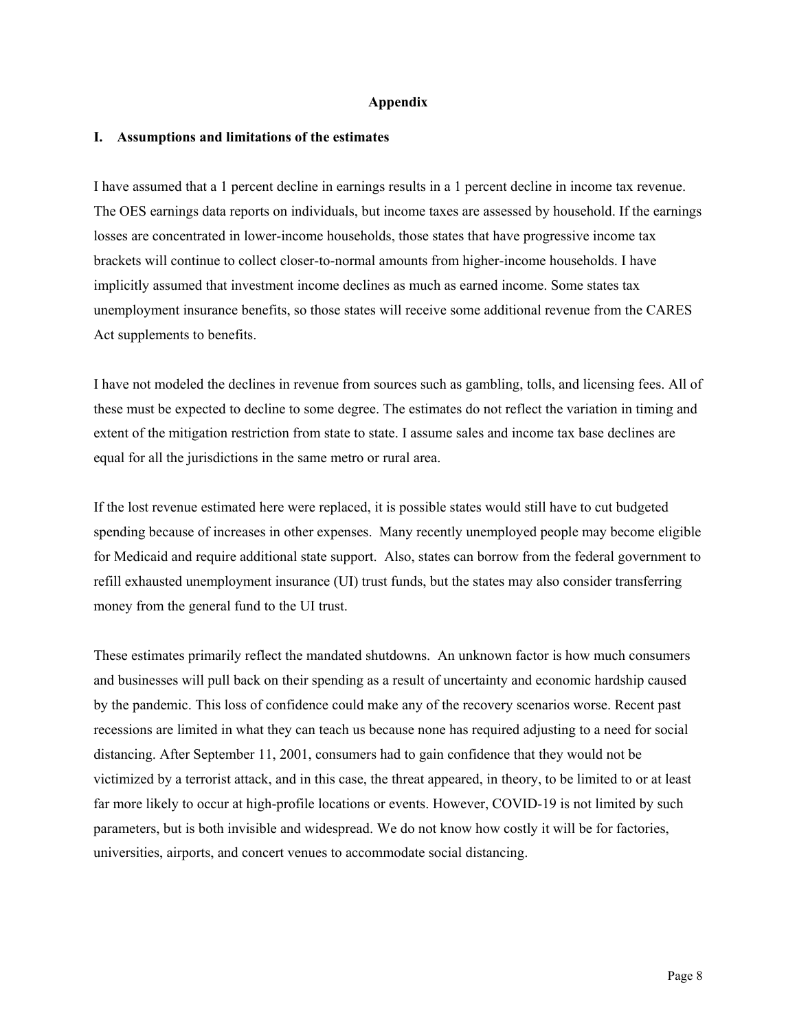## Appendix

### I. Assumptions and limitations of the estimates

I have assumed that a 1 percent decline in earnings results in a 1 percent decline in income tax revenue. The OES earnings data reports on individuals, but income taxes are assessed by household. If the earnings losses are concentrated in lower-income households, those states that have progressive income tax brackets will continue to collect closer-to-normal amounts from higher-income households. I have implicitly assumed that investment income declines as much as earned income. Some states tax unemployment insurance benefits, so those states will receive some additional revenue from the CARES Act supplements to benefits.

I have not modeled the declines in revenue from sources such as gambling, tolls, and licensing fees. All of these must be expected to decline to some degree. The estimates do not reflect the variation in timing and extent of the mitigation restriction from state to state. I assume sales and income tax base declines are equal for all the jurisdictions in the same metro or rural area.

If the lost revenue estimated here were replaced, it is possible states would still have to cut budgeted spending because of increases in other expenses. Many recently unemployed people may become eligible for Medicaid and require additional state support. Also, states can borrow from the federal government to refill exhausted unemployment insurance (UI) trust funds, but the states may also consider transferring money from the general fund to the UI trust.

These estimates primarily reflect the mandated shutdowns. An unknown factor is how much consumers and businesses will pull back on their spending as a result of uncertainty and economic hardship caused by the pandemic. This loss of confidence could make any of the recovery scenarios worse. Recent past recessions are limited in what they can teach us because none has required adjusting to a need for social distancing. After September 11, 2001, consumers had to gain confidence that they would not be victimized by a terrorist attack, and in this case, the threat appeared, in theory, to be limited to or at least far more likely to occur at high-profile locations or events. However, COVID-19 is not limited by such parameters, but is both invisible and widespread. We do not know how costly it will be for factories, universities, airports, and concert venues to accommodate social distancing.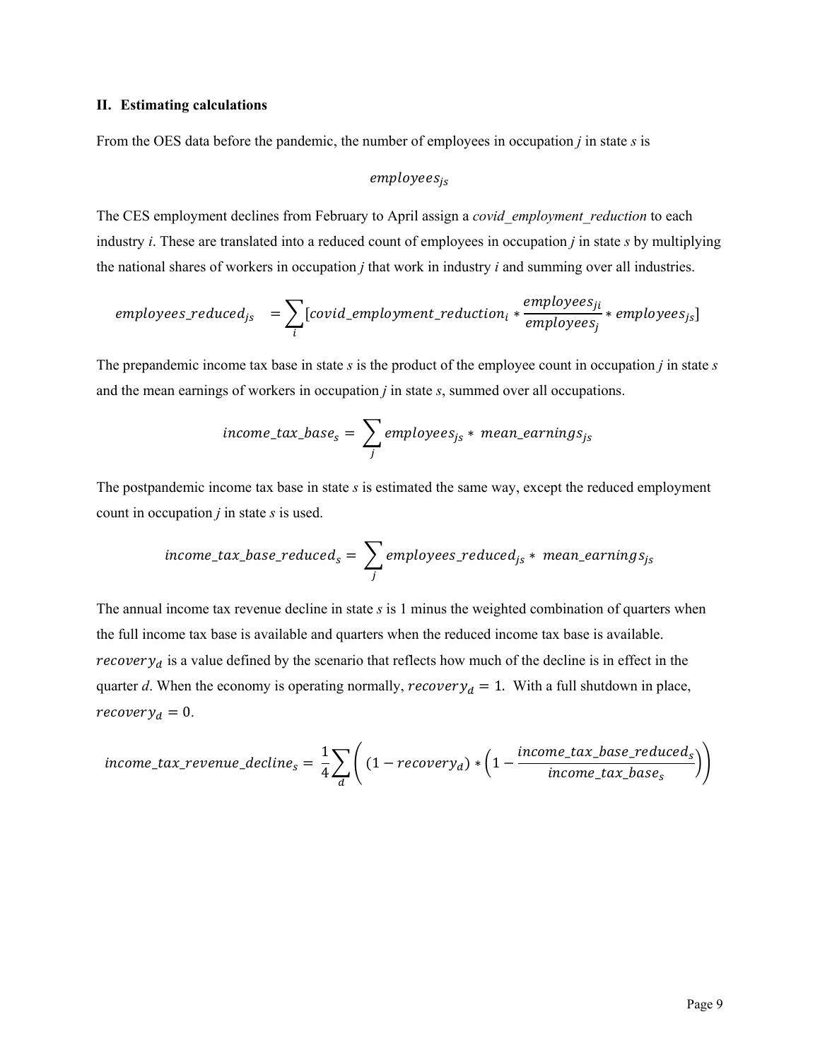## II. Estimating calculations

From the OES data before the pandemic, the number of employees in occupation *j* in state *s* is

$$employees_{js}$$

The CES employment declines from February to April assign a *covid_employment_reduction* to each industry *i*. These are translated into a reduced count of employees in occupation *j* in state *s* by multiplying the national shares of workers in occupation *j* that work in industry *i* and summing over all industries.

$$employees\_reduced_{js} = \sum_{i} \left[ covid\_employment\_reduction_{i} * \frac{employees_{ji}}{employees_{j}} * employees_{js} \right]$$

The prepandemic income tax base in state *s* is the product of the employee count in occupation *j* in state *s* and the mean earnings of workers in occupation *j* in state *s*, summed over all occupations.

$$income\_tax\_base_{s} = \sum_{j} employees_{js} * mean\_earnings_{js}$$

The postpandemic income tax base in state *s* is estimated the same way, except the reduced employment count in occupation *j* in state *s* is used.

$$income\_tax\_base\_reduced_{s} = \sum_{j} employees\_reduced_{js} * mean\_earnings_{js}$$

The annual income tax revenue decline in state *s* is 1 minus the weighted combination of quarters when the full income tax base is available and quarters when the reduced income tax base is available. $recovery_{d}$ is a value defined by the scenario that reflects how much of the decline is in effect in the quarter *d*. When the economy is operating normally, $recovery_{d} = 1$. With a full shutdown in place, $recovery_{d} = 0$.

$$income\_tax\_revenue\_decline_{s} = \frac{1}{4} \sum_{d} \left( (1 - recovery_{d}) * \left( 1 - \frac{income\_tax\_base\_reduced_{s}}{income\_tax\_base_{s}} \right) \right)$$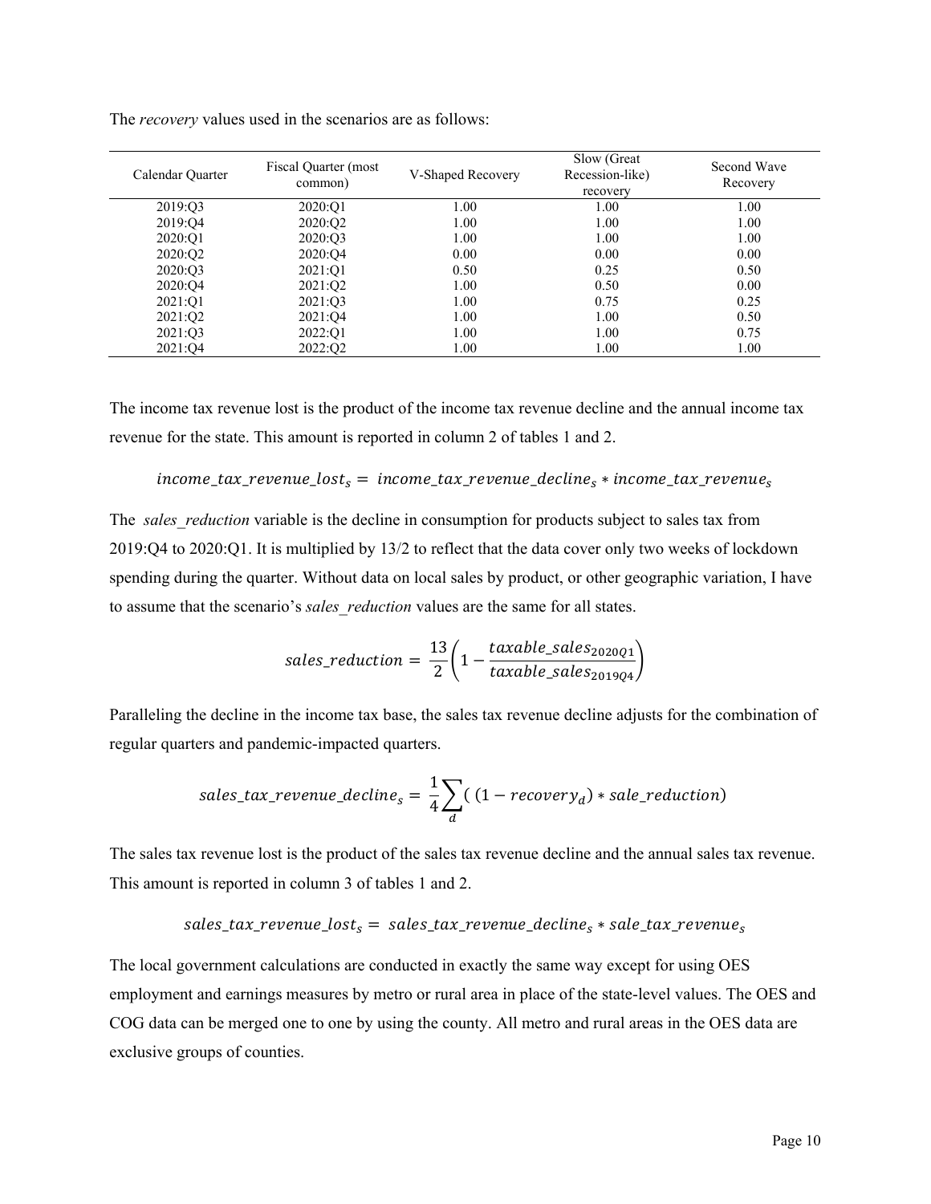The *recovery* values used in the scenarios are as follows:

| Calendar Quarter | Fiscal Quarter (most common) | V-Shaped Recovery | Slow (Great Recession-like) recovery | Second Wave Recovery |
|---|---|---|---|---|
| 2019:Q3 | 2020:Q1 | 1.00 | 1.00 | 1.00 |
| 2019:Q4 | 2020:Q2 | 1.00 | 1.00 | 1.00 |
| 2020:Q1 | 2020:Q3 | 1.00 | 1.00 | 1.00 |
| 2020:Q2 | 2020:Q4 | 0.00 | 0.00 | 0.00 |
| 2020:Q3 | 2021:Q1 | 0.50 | 0.25 | 0.50 |
| 2020:Q4 | 2021:Q2 | 1.00 | 0.50 | 0.00 |
| 2021:Q1 | 2021:Q3 | 1.00 | 0.75 | 0.25 |
| 2021:Q2 | 2021:Q4 | 1.00 | 1.00 | 0.50 |
| 2021:Q3 | 2022:Q1 | 1.00 | 1.00 | 0.75 |
| 2021:Q4 | 2022:Q2 | 1.00 | 1.00 | 1.00 |

The income tax revenue lost is the product of the income tax revenue decline and the annual income tax revenue for the state. This amount is reported in column 2 of tables 1 and 2.

$$income\_tax\_revenue\_lost_s = income\_tax\_revenue\_decline_s * income\_tax\_revenue_s$$

The *sales_reduction* variable is the decline in consumption for products subject to sales tax from 2019:Q4 to 2020:Q1. It is multiplied by 13/2 to reflect that the data cover only two weeks of lockdown spending during the quarter. Without data on local sales by product, or other geographic variation, I have to assume that the scenario's *sales_reduction* values are the same for all states.

$$sales\_reduction = \frac{13}{2}\left(1 - \frac{taxable\_sales_{2020Q1}}{taxable\_sales_{2019Q4}}\right)$$

Paralleling the decline in the income tax base, the sales tax revenue decline adjusts for the combination of regular quarters and pandemic-impacted quarters.

$$sales\_tax\_revenue\_decline_s = \frac{1}{4}\sum_{d}\left((1 - recovery_d) * sale\_reduction\right)$$

The sales tax revenue lost is the product of the sales tax revenue decline and the annual sales tax revenue. This amount is reported in column 3 of tables 1 and 2.

$$sales\_tax\_revenue\_lost_s = sales\_tax\_revenue\_decline_s * sale\_tax\_revenue_s$$

The local government calculations are conducted in exactly the same way except for using OES employment and earnings measures by metro or rural area in place of the state-level values. The OES and COG data can be merged one to one by using the county. All metro and rural areas in the OES data are exclusive groups of counties.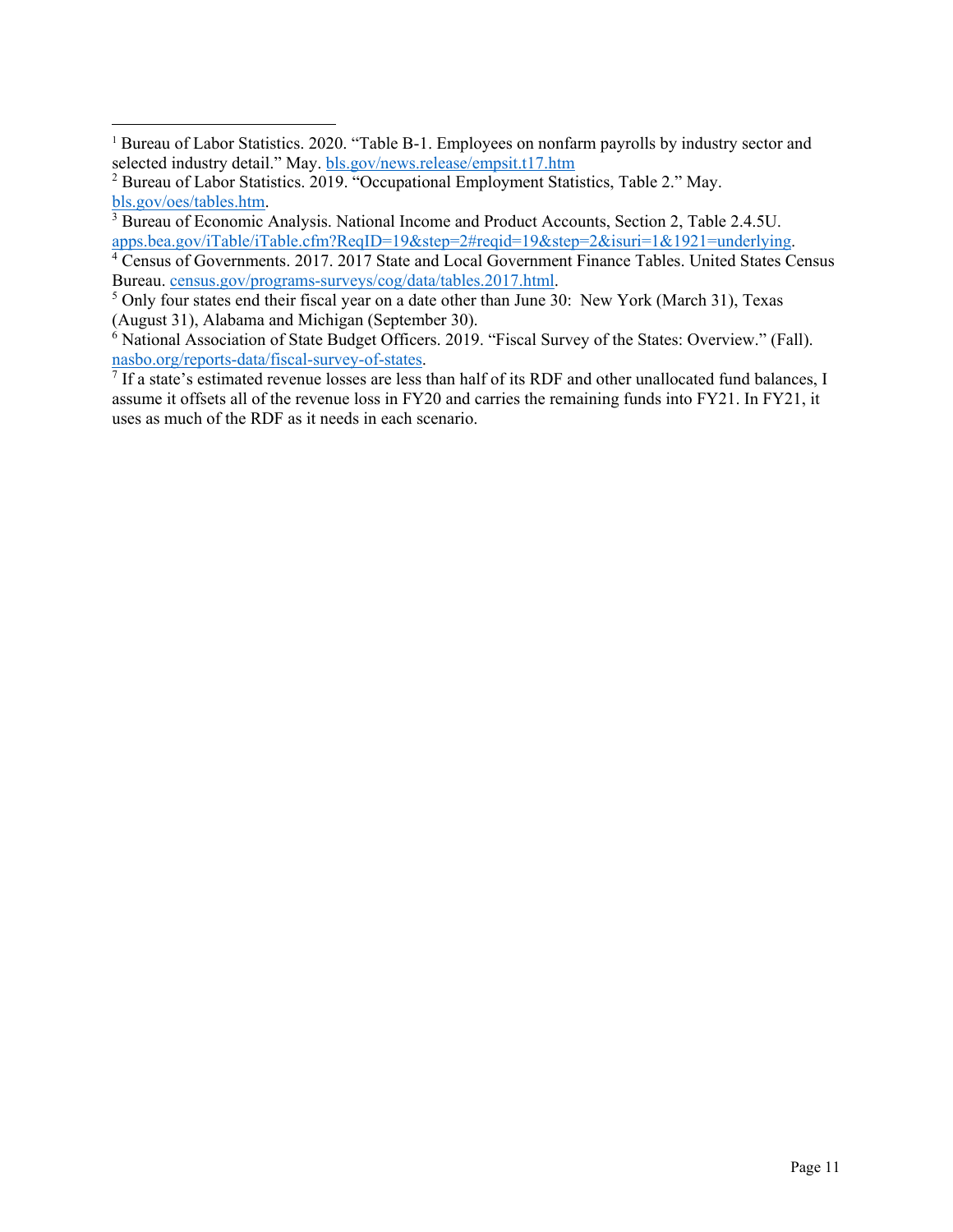[1] Bureau of Labor Statistics. 2020. "Table B-1. Employees on nonfarm payrolls by industry sector and selected industry detail." May. bls.gov/news.release/empsit.t17.htm

[2] Bureau of Labor Statistics. 2019. "Occupational Employment Statistics, Table 2." May. bls.gov/oes/tables.htm.

[3] Bureau of Economic Analysis. National Income and Product Accounts, Section 2, Table 2.4.5U. apps.bea.gov/iTable/iTable.cfm?ReqID=19&step=2#reqid=19&step=2&isuri=1&1921=underlying.

[4] Census of Governments. 2017. 2017 State and Local Government Finance Tables. United States Census Bureau. census.gov/programs-surveys/cog/data/tables.2017.html.

[5] Only four states end their fiscal year on a date other than June 30: New York (March 31), Texas (August 31), Alabama and Michigan (September 30).

[6] National Association of State Budget Officers. 2019. "Fiscal Survey of the States: Overview." (Fall). nasbo.org/reports-data/fiscal-survey-of-states.

[7] If a state's estimated revenue losses are less than half of its RDF and other unallocated fund balances, I assume it offsets all of the revenue loss in FY20 and carries the remaining funds into FY21. In FY21, it uses as much of the RDF as it needs in each scenario.